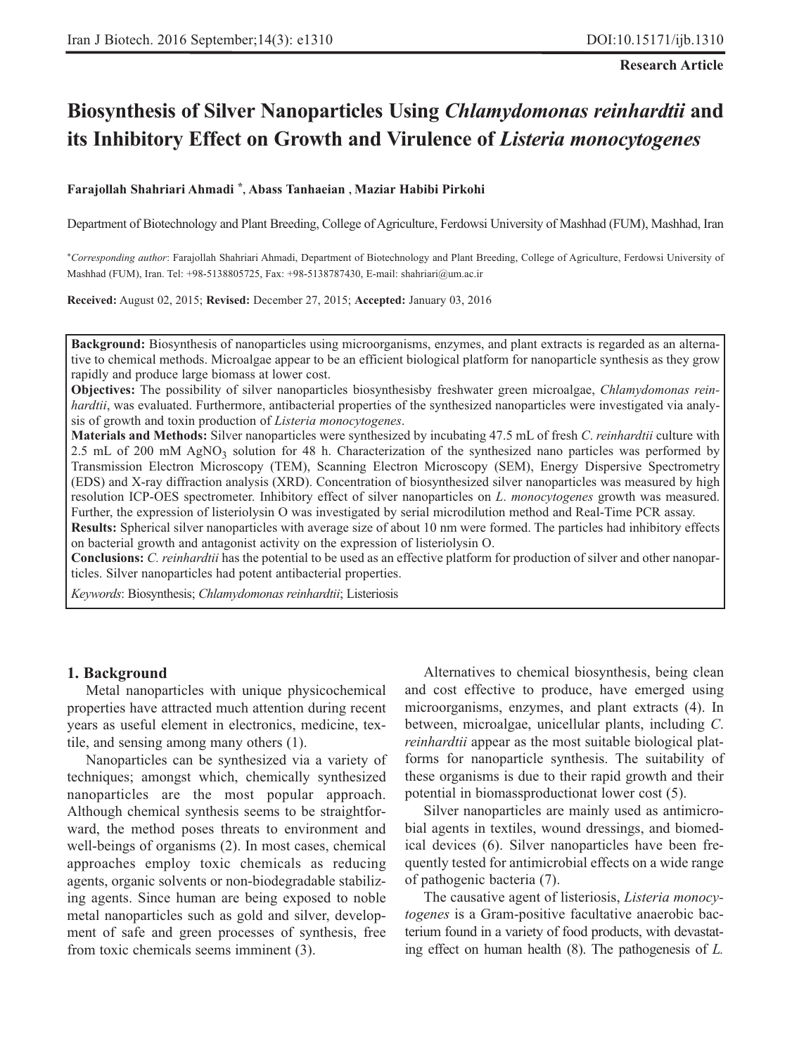**Research Article**

# Biosynthesis of Silver Nanoparticles Using *Chlamydomonas reinhardtii* and its Inhibitory Effect on Growth and Virulence of *Listeria monocytogenes*

**Farajollah Shahriari Ahmadi \*, Abass Tanhaeian , Maziar Habibi Pirkohi**

Department of Biotechnology and Plant Breeding, College of Agriculture, Ferdowsi University of Mashhad (FUM), Mashhad, Iran

\**Corresponding author*: Farajollah Shahriari Ahmadi, Department of Biotechnology and Plant Breeding, College of Agriculture, Ferdowsi University of Mashhad (FUM), Iran. Tel: +98-5138805725, Fax: +98-5138787430, E-mail: shahriari@um.ac.ir

**Received:** August 02, 2015; **Revised:** December 27, 2015; **Accepted:** January 03, 2016

**Background:** Biosynthesis of nanoparticles using microorganisms, enzymes, and plant extracts is regarded as an alternative to chemical methods. Microalgae appear to be an efficient biological platform for nanoparticle synthesis as they grow rapidly and produce large biomass at lower cost.

**Objectives:** The possibility of silver nanoparticles biosynthesisby freshwater green microalgae, *Chlamydomonas reinhardtii*, was evaluated. Furthermore, antibacterial properties of the synthesized nanoparticles were investigated via analysis of growth and toxin production of *Listeria monocytogenes*.

**Materials and Methods:** Silver nanoparticles were synthesized by incubating 47.5 mL of fresh *C. reinhardtii* culture with 2.5 mL of 200 mM $AgNO_3$ solution for 48 h. Characterization of the synthesized nano particles was performed by Transmission Electron Microscopy (TEM), Scanning Electron Microscopy (SEM), Energy Dispersive Spectrometry (EDS) and X-ray diffraction analysis (XRD). Concentration of biosynthesized silver nanoparticles was measured by high resolution ICP-OES spectrometer. Inhibitory effect of silver nanoparticles on *L. monocytogenes* growth was measured. Further, the expression of listeriolysin O was investigated by serial microdilution method and Real-Time PCR assay.

**Results:** Spherical silver nanoparticles with average size of about 10 nm were formed. The particles had inhibitory effects on bacterial growth and antagonist activity on the expression of listeriolysin O.

**Conclusions:** *C. reinhardtii* has the potential to be used as an effective platform for production of silver and other nanoparticles. Silver nanoparticles had potent antibacterial properties.

*Keywords*: Biosynthesis; *Chlamydomonas reinhardtii*; Listeriosis

## 1. Background

Metal nanoparticles with unique physicochemical properties have attracted much attention during recent years as useful element in electronics, medicine, textile, and sensing among many others (1).

Nanoparticles can be synthesized via a variety of techniques; amongst which, chemically synthesized nanoparticles are the most popular approach. Although chemical synthesis seems to be straightforward, the method poses threats to environment and well-beings of organisms (2). In most cases, chemical approaches employ toxic chemicals as reducing agents, organic solvents or non-biodegradable stabilizing agents. Since human are being exposed to noble metal nanoparticles such as gold and silver, development of safe and green processes of synthesis, free from toxic chemicals seems imminent (3).

Alternatives to chemical biosynthesis, being clean and cost effective to produce, have emerged using microorganisms, enzymes, and plant extracts (4). In between, microalgae, unicellular plants, including *C. reinhardtii* appear as the most suitable biological platforms for nanoparticle synthesis. The suitability of these organisms is due to their rapid growth and their potential in biomassproductionat lower cost (5).

Silver nanoparticles are mainly used as antimicrobial agents in textiles, wound dressings, and biomedical devices (6). Silver nanoparticles have been frequently tested for antimicrobial effects on a wide range of pathogenic bacteria (7).

The causative agent of listeriosis, *Listeria monocytogenes* is a Gram-positive facultative anaerobic bacterium found in a variety of food products, with devastating effect on human health (8). The pathogenesis of *L.*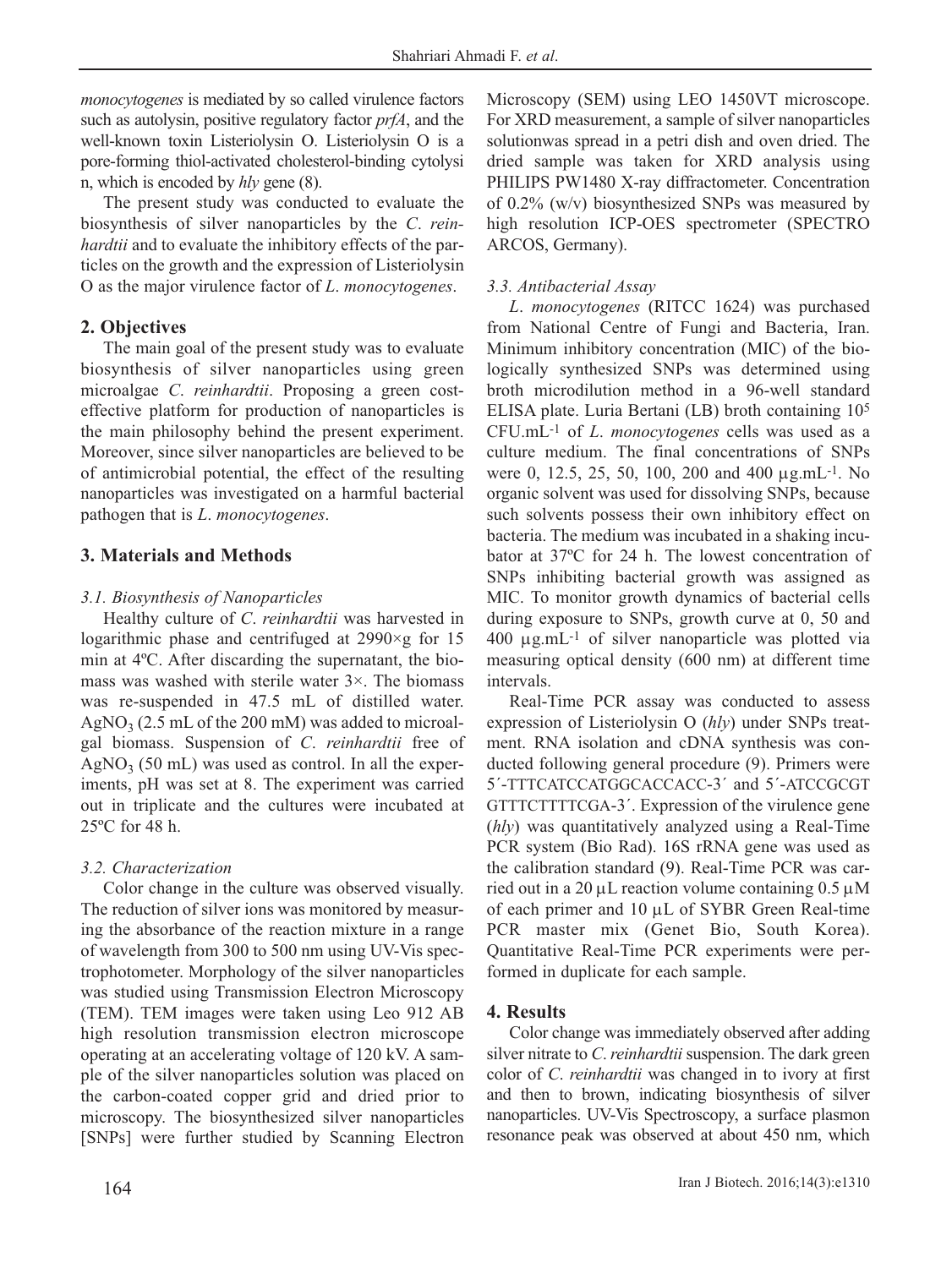*monocytogenes* is mediated by so called virulence factors such as autolysin, positive regulatory factor *prfA*, and the well-known toxin Listeriolysin O. Listeriolysin O is a pore-forming thiol-activated cholesterol-binding cytolysin, which is encoded by *hly* gene (8).

The present study was conducted to evaluate the biosynthesis of silver nanoparticles by the *C. reinhardtii* and to evaluate the inhibitory effects of the particles on the growth and the expression of Listeriolysin O as the major virulence factor of *L. monocytogenes*.

## 2. Objectives

The main goal of the present study was to evaluate biosynthesis of silver nanoparticles using green microalgae *C. reinhardtii*. Proposing a green cost-effective platform for production of nanoparticles is the main philosophy behind the present experiment. Moreover, since silver nanoparticles are believed to be of antimicrobial potential, the effect of the resulting nanoparticles was investigated on a harmful bacterial pathogen that is *L. monocytogenes*.

## 3. Materials and Methods

### 3.1. Biosynthesis of Nanoparticles

Healthy culture of *C. reinhardtii* was harvested in logarithmic phase and centrifuged at 2990×g for 15 min at 4ºC. After discarding the supernatant, the biomass was washed with sterile water 3×. The biomass was re-suspended in 47.5 mL of distilled water. $AgNO_3$ (2.5 mL of the 200 mM) was added to microalgal biomass. Suspension of *C. reinhardtii* free of $AgNO_3$ (50 mL) was used as control. In all the experiments, pH was set at 8. The experiment was carried out in triplicate and the cultures were incubated at 25ºC for 48 h.

### 3.2. Characterization

Color change in the culture was observed visually. The reduction of silver ions was monitored by measuring the absorbance of the reaction mixture in a range of wavelength from 300 to 500 nm using UV-Vis spectrophotometer. Morphology of the silver nanoparticles was studied using Transmission Electron Microscopy (TEM). TEM images were taken using Leo 912 AB high resolution transmission electron microscope operating at an accelerating voltage of 120 kV. A sample of the silver nanoparticles solution was placed on the carbon-coated copper grid and dried prior to microscopy. The biosynthesized silver nanoparticles [SNPs] were further studied by Scanning Electron Microscopy (SEM) using LEO 1450VT microscope. For XRD measurement, a sample of silver nanoparticles solutionwas spread in a petri dish and oven dried. The dried sample was taken for XRD analysis using PHILIPS PW1480 X-ray diffractometer. Concentration of 0.2% (w/v) biosynthesized SNPs was measured by high resolution ICP-OES spectrometer (SPECTRO ARCOS, Germany).

### 3.3. Antibacterial Assay

*L. monocytogenes* (RITCC 1624) was purchased from National Centre of Fungi and Bacteria, Iran. Minimum inhibitory concentration (MIC) of the biologically synthesized SNPs was determined using broth microdilution method in a 96-well standard ELISA plate. Luria Bertani (LB) broth containing $10^5$ $CFU.mL^{-1}$ of *L. monocytogenes* cells was used as a culture medium. The final concentrations of SNPs were 0, 12.5, 25, 50, 100, 200 and 400 $\mu g.mL^{-1}$. No organic solvent was used for dissolving SNPs, because such solvents possess their own inhibitory effect on bacteria. The medium was incubated in a shaking incubator at 37ºC for 24 h. The lowest concentration of SNPs inhibiting bacterial growth was assigned as MIC. To monitor growth dynamics of bacterial cells during exposure to SNPs, growth curve at 0, 50 and 400 $\mu g.mL^{-1}$ of silver nanoparticle was plotted via measuring optical density (600 nm) at different time intervals.

Real-Time PCR assay was conducted to assess expression of Listeriolysin O (*hly*) under SNPs treatment. RNA isolation and cDNA synthesis was conducted following general procedure (9). Primers were 5´-TTTCATCCATGGCACCACC-3´ and 5´-ATCCGCGTGTTTCTTTTCGA-3´. Expression of the virulence gene (*hly*) was quantitatively analyzed using a Real-Time PCR system (Bio Rad). 16S rRNA gene was used as the calibration standard (9). Real-Time PCR was carried out in a 20 µL reaction volume containing 0.5 µM of each primer and 10 µL of SYBR Green Real-time PCR master mix (Genet Bio, South Korea). Quantitative Real-Time PCR experiments were performed in duplicate for each sample.

## 4. Results

Color change was immediately observed after adding silver nitrate to *C. reinhardtii* suspension. The dark green color of *C. reinhardtii* was changed in to ivory at first and then to brown, indicating biosynthesis of silver nanoparticles. UV-Vis Spectroscopy, a surface plasmon resonance peak was observed at about 450 nm, which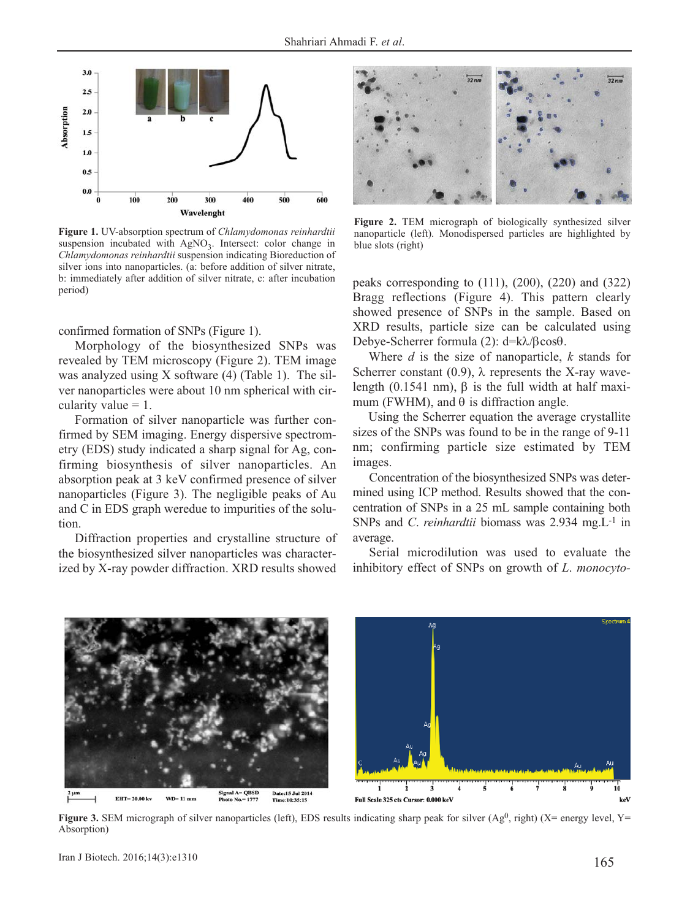**Figure 1.** UV-absorption spectrum of *Chlamydomonas reinhardtii* suspension incubated with $AgNO_3$. Intersect: color change in *Chlamydomonas reinhardtii* suspension indicating Bioreduction of silver ions into nanoparticles. (a: before addition of silver nitrate, b: immediately after addition of silver nitrate, c: after incubation period)

**Figure 2.** TEM micrograph of biologically synthesized silver nanoparticle (left). Monodispersed particles are highlighted by blue slots (right)

confirmed formation of SNPs (Figure 1).

Morphology of the biosynthesized SNPs was revealed by TEM microscopy (Figure 2). TEM image was analyzed using X software (4) (Table 1). The silver nanoparticles were about 10 nm spherical with circularity value = 1.

Formation of silver nanoparticle was further confirmed by SEM imaging. Energy dispersive spectrometry (EDS) study indicated a sharp signal for Ag, confirming biosynthesis of silver nanoparticles. An absorption peak at 3 keV confirmed presence of silver nanoparticles (Figure 3). The negligible peaks of Au and C in EDS graph weredue to impurities of the solution.

Diffraction properties and crystalline structure of the biosynthesized silver nanoparticles was characterized by X-ray powder diffraction. XRD results showed peaks corresponding to (111), (200), (220) and (322) Bragg reflections (Figure 4). This pattern clearly showed presence of SNPs in the sample. Based on XRD results, particle size can be calculated using Debye-Scherrer formula (2): $d=k\lambda/\beta\cos\theta$.

Where $d$ is the size of nanoparticle, $k$ stands for Scherrer constant (0.9), $\lambda$ represents the X-ray wavelength (0.1541 nm), $\beta$ is the full width at half maximum (FWHM), and $\theta$ is diffraction angle.

Using the Scherrer equation the average crystallite sizes of the SNPs was found to be in the range of 9-11 nm; confirming particle size estimated by TEM images.

Concentration of the biosynthesized SNPs was determined using ICP method. Results showed that the concentration of SNPs in a 25 mL sample containing both SNPs and *C. reinhardtii* biomass was 2.934 $mg.L^{-1}$ in average.

Serial microdilution was used to evaluate the inhibitory effect of SNPs on growth of *L. monocyto-*

**Figure 3.** SEM micrograph of silver nanoparticles (left), EDS results indicating sharp peak for silver ($Ag^0$, right) (X= energy level, Y= Absorption)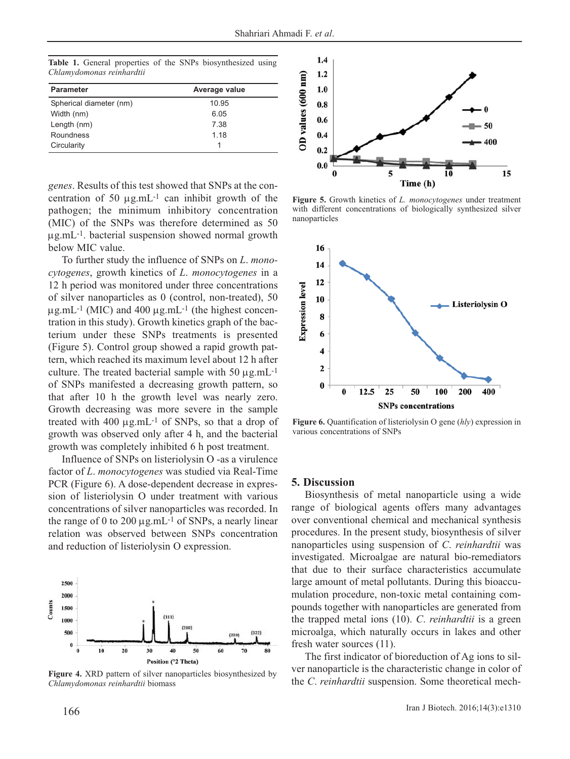**Table 1.** General properties of the SNPs biosynthesized using *Chlamydomonas reinhardtii*

| Parameter | Average value |
|---|---|
| Spherical diameter (nm) | 10.95 |
| Width (nm) | 6.05 |
| Length (nm) | 7.38 |
| Roundness | 1.18 |
| Circularity | 1 |

*genes*. Results of this test showed that SNPs at the concentration of 50 µg.mL$^{-1}$ can inhibit growth of the pathogen; the minimum inhibitory concentration (MIC) of the SNPs was therefore determined as 50 µg.mL$^{-1}$. bacterial suspension showed normal growth below MIC value.

To further study the influence of SNPs on *L. monocytogenes*, growth kinetics of *L. monocytogenes* in a 12 h period was monitored under three concentrations of silver nanoparticles as 0 (control, non-treated), 50 µg.mL$^{-1}$ (MIC) and 400 µg.mL$^{-1}$ (the highest concentration in this study). Growth kinetics graph of the bacterium under these SNPs treatments is presented (Figure 5). Control group showed a rapid growth pattern, which reached its maximum level about 12 h after culture. The treated bacterial sample with 50 µg.mL$^{-1}$ of SNPs manifested a decreasing growth pattern, so that after 10 h the growth level was nearly zero. Growth decreasing was more severe in the sample treated with 400 µg.mL$^{-1}$ of SNPs, so that a drop of growth was observed only after 4 h, and the bacterial growth was completely inhibited 6 h post treatment.

Influence of SNPs on listeriolysin O -as a virulence factor of *L. monocytogenes* was studied via Real-Time PCR (Figure 6). A dose-dependent decrease in expression of listeriolysin O under treatment with various concentrations of silver nanoparticles was recorded. In the range of 0 to 200 µg.mL$^{-1}$ of SNPs, a nearly linear relation was observed between SNPs concentration and reduction of listeriolysin O expression.

**Figure 4.** XRD pattern of silver nanoparticles biosynthesized by *Chlamydomonas reinhardtii* biomass

**Figure 5.** Growth kinetics of *L. monocytogenes* under treatment with different concentrations of biologically synthesized silver nanoparticles

**Figure 6.** Quantification of listeriolysin O gene (*hly*) expression in various concentrations of SNPs

## 5. Discussion

Biosynthesis of metal nanoparticle using a wide range of biological agents offers many advantages over conventional chemical and mechanical synthesis procedures. In the present study, biosynthesis of silver nanoparticles using suspension of *C. reinhardtii* was investigated. Microalgae are natural bio-remediators that due to their surface characteristics accumulate large amount of metal pollutants. During this bioaccumulation procedure, non-toxic metal containing compounds together with nanoparticles are generated from the trapped metal ions (10). *C. reinhardtii* is a green microalga, which naturally occurs in lakes and other fresh water sources (11).

The first indicator of bioreduction of Ag ions to silver nanoparticle is the characteristic change in color of the *C. reinhardtii* suspension. Some theoretical mech-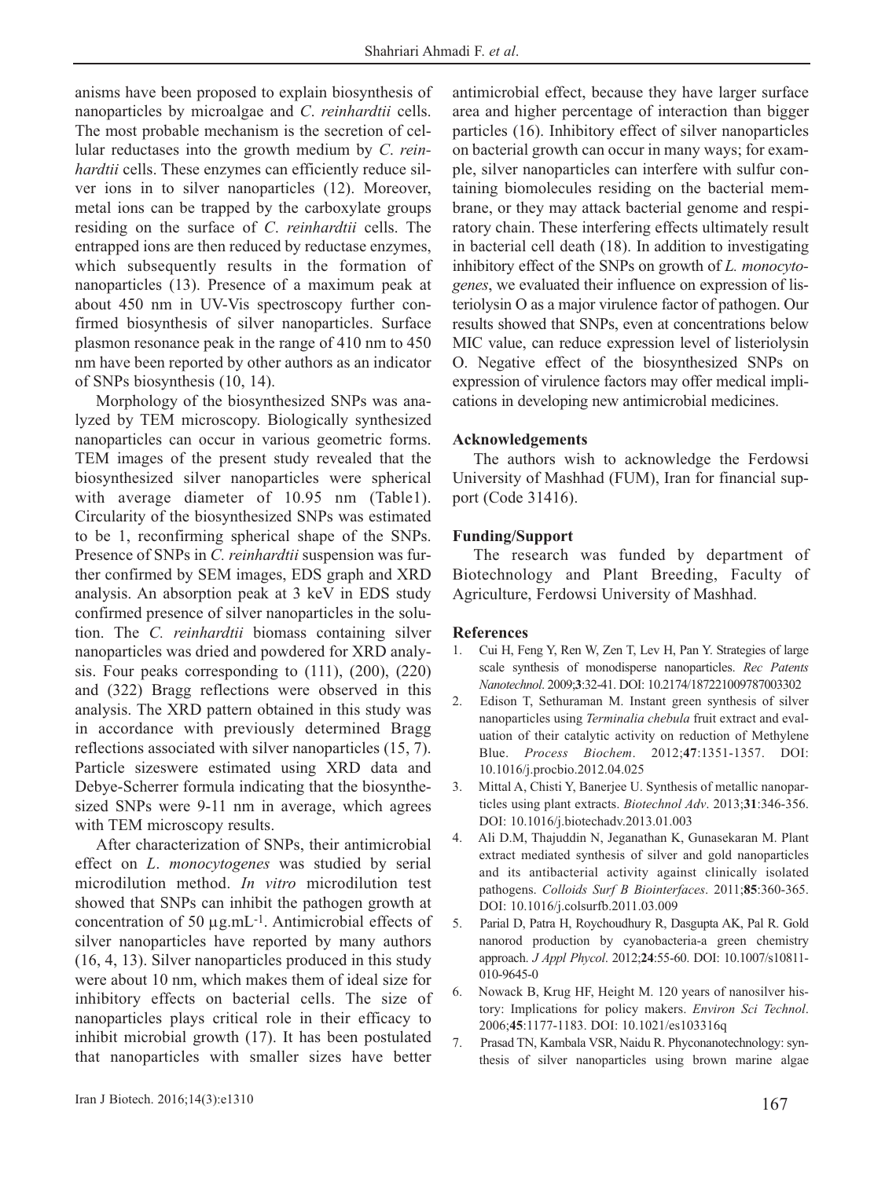anisms have been proposed to explain biosynthesis of nanoparticles by microalgae and *C. reinhardtii* cells. The most probable mechanism is the secretion of cellular reductases into the growth medium by *C. reinhardtii* cells. These enzymes can efficiently reduce silver ions in to silver nanoparticles (12). Moreover, metal ions can be trapped by the carboxylate groups residing on the surface of *C. reinhardtii* cells. The entrapped ions are then reduced by reductase enzymes, which subsequently results in the formation of nanoparticles (13). Presence of a maximum peak at about 450 nm in UV-Vis spectroscopy further confirmed biosynthesis of silver nanoparticles. Surface plasmon resonance peak in the range of 410 nm to 450 nm have been reported by other authors as an indicator of SNPs biosynthesis (10, 14).

Morphology of the biosynthesized SNPs was analyzed by TEM microscopy. Biologically synthesized nanoparticles can occur in various geometric forms. TEM images of the present study revealed that the biosynthesized silver nanoparticles were spherical with average diameter of 10.95 nm (Table1). Circularity of the biosynthesized SNPs was estimated to be 1, reconfirming spherical shape of the SNPs. Presence of SNPs in *C. reinhardtii* suspension was further confirmed by SEM images, EDS graph and XRD analysis. An absorption peak at 3 keV in EDS study confirmed presence of silver nanoparticles in the solution. The *C. reinhardtii* biomass containing silver nanoparticles was dried and powdered for XRD analysis. Four peaks corresponding to (111), (200), (220) and (322) Bragg reflections were observed in this analysis. The XRD pattern obtained in this study was in accordance with previously determined Bragg reflections associated with silver nanoparticles (15, 7). Particle sizeswere estimated using XRD data and Debye-Scherrer formula indicating that the biosynthesized SNPs were 9-11 nm in average, which agrees with TEM microscopy results.

After characterization of SNPs, their antimicrobial effect on *L. monocytogenes* was studied by serial microdilution method. *In vitro* microdilution test showed that SNPs can inhibit the pathogen growth at concentration of 50 $\mu g.mL^{-1}$. Antimicrobial effects of silver nanoparticles have reported by many authors (16, 4, 13). Silver nanoparticles produced in this study were about 10 nm, which makes them of ideal size for inhibitory effects on bacterial cells. The size of nanoparticles plays critical role in their efficacy to inhibit microbial growth (17). It has been postulated that nanoparticles with smaller sizes have better antimicrobial effect, because they have larger surface area and higher percentage of interaction than bigger particles (16). Inhibitory effect of silver nanoparticles on bacterial growth can occur in many ways; for example, silver nanoparticles can interfere with sulfur containing biomolecules residing on the bacterial membrane, or they may attack bacterial genome and respiratory chain. These interfering effects ultimately result in bacterial cell death (18). In addition to investigating inhibitory effect of the SNPs on growth of *L. monocytogenes*, we evaluated their influence on expression of listeriolysin O as a major virulence factor of pathogen. Our results showed that SNPs, even at concentrations below MIC value, can reduce expression level of listeriolysin O. Negative effect of the biosynthesized SNPs on expression of virulence factors may offer medical implications in developing new antimicrobial medicines.

## Acknowledgements

The authors wish to acknowledge the Ferdowsi University of Mashhad (FUM), Iran for financial support (Code 31416).

## Funding/Support

The research was funded by department of Biotechnology and Plant Breeding, Faculty of Agriculture, Ferdowsi University of Mashhad.

## References

1. Cui H, Feng Y, Ren W, Zen T, Lev H, Pan Y. Strategies of large scale synthesis of monodisperse nanoparticles. *Rec Patents Nanotechnol*. 2009;**3**:32-41. DOI: 10.2174/187221009787003302
2. Edison T, Sethuraman M. Instant green synthesis of silver nanoparticles using *Terminalia chebula* fruit extract and evaluation of their catalytic activity on reduction of Methylene Blue. *Process Biochem*. 2012;**47**:1351-1357. DOI: 10.1016/j.procbio.2012.04.025
3. Mittal A, Chisti Y, Banerjee U. Synthesis of metallic nanoparticles using plant extracts. *Biotechnol Adv*. 2013;**31**:346-356. DOI: 10.1016/j.biotechadv.2013.01.003
4. Ali D.M, Thajuddin N, Jeganathan K, Gunasekaran M. Plant extract mediated synthesis of silver and gold nanoparticles and its antibacterial activity against clinically isolated pathogens. *Colloids Surf B Biointerfaces*. 2011;**85**:360-365. DOI: 10.1016/j.colsurfb.2011.03.009
5. Parial D, Patra H, Roychoudhury R, Dasgupta AK, Pal R. Gold nanorod production by cyanobacteria-a green chemistry approach. *J Appl Phycol*. 2012;**24**:55-60. DOI: 10.1007/s10811-010-9645-0
6. Nowack B, Krug HF, Height M. 120 years of nanosilver history: Implications for policy makers. *Environ Sci Technol*. 2006;**45**:1177-1183. DOI: 10.1021/es103316q
7. Prasad TN, Kambala VSR, Naidu R. Phyconanotechnology: synthesis of silver nanoparticles using brown marine algae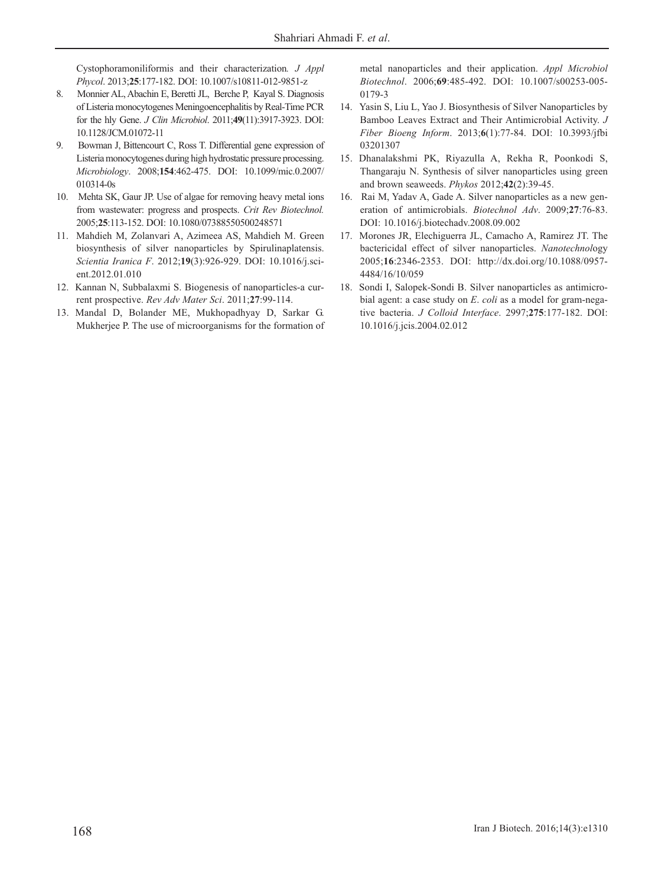Cystophoramoniliformis and their characterization. *J Appl Phycol*. 2013;**25**:177-182. DOI: 10.1007/s10811-012-9851-z

8. Monnier AL, Abachin E, Beretti JL, Berche P, Kayal S. Diagnosis of Listeria monocytogenes Meningoencephalitis by Real-Time PCR for the hly Gene. *J Clin Microbiol*. 2011;**49**(11):3917-3923. DOI: 10.1128/JCM.01072-11
9. Bowman J, Bittencourt C, Ross T. Differential gene expression of Listeria monocytogenes during high hydrostatic pressure processing. *Microbiology*. 2008;**154**:462-475. DOI: 10.1099/mic.0.2007/010314-0s
10. Mehta SK, Gaur JP. Use of algae for removing heavy metal ions from wastewater: progress and prospects. *Crit Rev Biotechnol.* 2005;**25**:113-152. DOI: 10.1080/07388550500248571
11. Mahdieh M, Zolanvari A, Azimeea AS, Mahdieh M. Green biosynthesis of silver nanoparticles by Spirulinaplatensis. *Scientia Iranica F*. 2012;**19**(3):926-929. DOI: 10.1016/j.scient.2012.01.010
12. Kannan N, Subbalaxmi S. Biogenesis of nanoparticles-a current prospective. *Rev Adv Mater Sci*. 2011;**27**:99-114.
13. Mandal D, Bolander ME, Mukhopadhyay D, Sarkar G. Mukherjee P. The use of microorganisms for the formation of metal nanoparticles and their application. *Appl Microbiol Biotechnol*. 2006;**69**:485-492. DOI: 10.1007/s00253-005-0179-3
14. Yasin S, Liu L, Yao J. Biosynthesis of Silver Nanoparticles by Bamboo Leaves Extract and Their Antimicrobial Activity. *J Fiber Bioeng Inform*. 2013;**6**(1):77-84. DOI: 10.3993/jfbi03201307
15. Dhanalakshmi PK, Riyazulla A, Rekha R, Poonkodi S, Thangaraju N. Synthesis of silver nanoparticles using green and brown seaweeds. *Phykos* 2012;**42**(2):39-45.
16. Rai M, Yadav A, Gade A. Silver nanoparticles as a new generation of antimicrobials. *Biotechnol Adv*. 2009;**27**:76-83. DOI: 10.1016/j.biotechadv.2008.09.002
17. Morones JR, Elechiguerra JL, Camacho A, Ramirez JT. The bactericidal effect of silver nanoparticles. *Nanotechnol*ogy 2005;**16**:2346-2353. DOI: http://dx.doi.org/10.1088/0957-4484/16/10/059
18. Sondi I, Salopek-Sondi B. Silver nanoparticles as antimicrobial agent: a case study on *E*. *coli* as a model for gram-negative bacteria. *J Colloid Interface*. 2997;**275**:177-182. DOI: 10.1016/j.jcis.2004.02.012